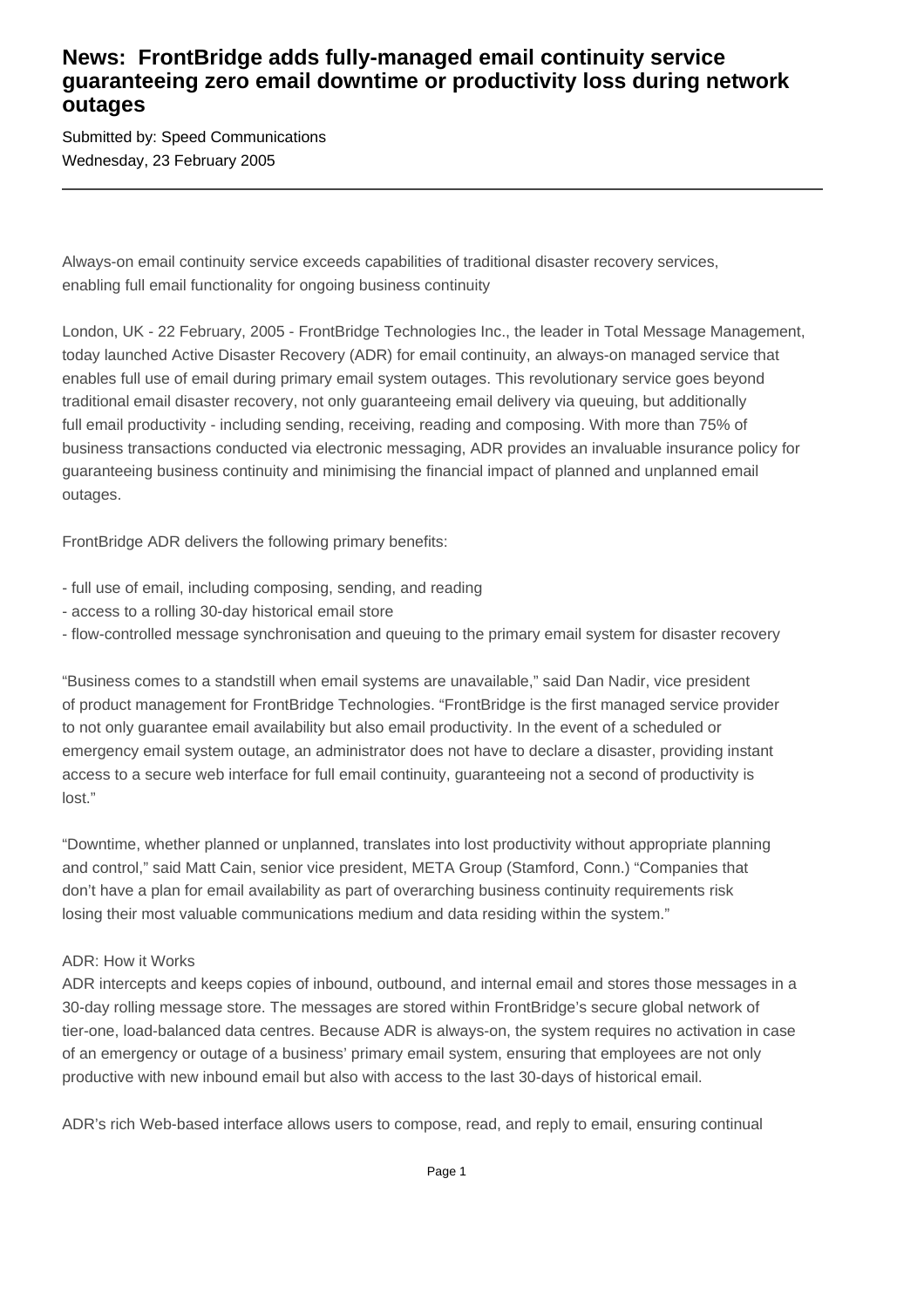# News: FrontBridge adds fully-managed email continuity service guaranteeing zero email downtime or productivity loss during network outages

Submitted by: Speed Communications
Wednesday, 23 February 2005

---

Always-on email continuity service exceeds capabilities of traditional disaster recovery services, enabling full email functionality for ongoing business continuity

London, UK - 22 February, 2005 - FrontBridge Technologies Inc., the leader in Total Message Management, today launched Active Disaster Recovery (ADR) for email continuity, an always-on managed service that enables full use of email during primary email system outages. This revolutionary service goes beyond traditional email disaster recovery, not only guaranteeing email delivery via queuing, but additionally full email productivity - including sending, receiving, reading and composing. With more than 75% of business transactions conducted via electronic messaging, ADR provides an invaluable insurance policy for guaranteeing business continuity and minimising the financial impact of planned and unplanned email outages.

FrontBridge ADR delivers the following primary benefits:

- full use of email, including composing, sending, and reading
- access to a rolling 30-day historical email store
- flow-controlled message synchronisation and queuing to the primary email system for disaster recovery

"Business comes to a standstill when email systems are unavailable," said Dan Nadir, vice president of product management for FrontBridge Technologies. "FrontBridge is the first managed service provider to not only guarantee email availability but also email productivity. In the event of a scheduled or emergency email system outage, an administrator does not have to declare a disaster, providing instant access to a secure web interface for full email continuity, guaranteeing not a second of productivity is lost."

"Downtime, whether planned or unplanned, translates into lost productivity without appropriate planning and control," said Matt Cain, senior vice president, META Group (Stamford, Conn.) "Companies that don't have a plan for email availability as part of overarching business continuity requirements risk losing their most valuable communications medium and data residing within the system."

ADR: How it Works
ADR intercepts and keeps copies of inbound, outbound, and internal email and stores those messages in a 30-day rolling message store. The messages are stored within FrontBridge's secure global network of tier-one, load-balanced data centres. Because ADR is always-on, the system requires no activation in case of an emergency or outage of a business' primary email system, ensuring that employees are not only productive with new inbound email but also with access to the last 30-days of historical email.

ADR's rich Web-based interface allows users to compose, read, and reply to email, ensuring continual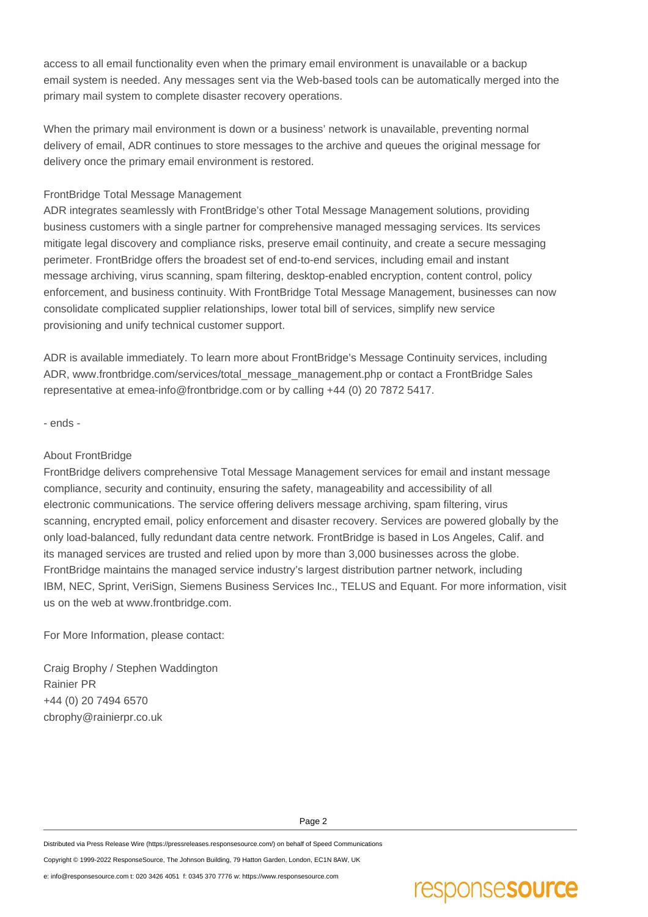access to all email functionality even when the primary email environment is unavailable or a backup email system is needed. Any messages sent via the Web-based tools can be automatically merged into the primary mail system to complete disaster recovery operations.

When the primary mail environment is down or a business' network is unavailable, preventing normal delivery of email, ADR continues to store messages to the archive and queues the original message for delivery once the primary email environment is restored.

FrontBridge Total Message Management

ADR integrates seamlessly with FrontBridge's other Total Message Management solutions, providing business customers with a single partner for comprehensive managed messaging services. Its services mitigate legal discovery and compliance risks, preserve email continuity, and create a secure messaging perimeter. FrontBridge offers the broadest set of end-to-end services, including email and instant message archiving, virus scanning, spam filtering, desktop-enabled encryption, content control, policy enforcement, and business continuity. With FrontBridge Total Message Management, businesses can now consolidate complicated supplier relationships, lower total bill of services, simplify new service provisioning and unify technical customer support.

ADR is available immediately. To learn more about FrontBridge's Message Continuity services, including ADR, www.frontbridge.com/services/total_message_management.php or contact a FrontBridge Sales representative at emea-info@frontbridge.com or by calling +44 (0) 20 7872 5417.

- ends -

About FrontBridge

FrontBridge delivers comprehensive Total Message Management services for email and instant message compliance, security and continuity, ensuring the safety, manageability and accessibility of all electronic communications. The service offering delivers message archiving, spam filtering, virus scanning, encrypted email, policy enforcement and disaster recovery. Services are powered globally by the only load-balanced, fully redundant data centre network. FrontBridge is based in Los Angeles, Calif. and its managed services are trusted and relied upon by more than 3,000 businesses across the globe. FrontBridge maintains the managed service industry's largest distribution partner network, including IBM, NEC, Sprint, VeriSign, Siemens Business Services Inc., TELUS and Equant. For more information, visit us on the web at www.frontbridge.com.

For More Information, please contact:

Craig Brophy / Stephen Waddington  
Rainier PR  
+44 (0) 20 7494 6570  
cbrophy@rainierpr.co.uk

Distributed via Press Release Wire (https://pressreleases.responsesource.com/) on behalf of Speed Communications

Copyright © 1999-2022 ResponseSource, The Johnson Building, 79 Hatton Garden, London, EC1N 8AW, UK

e: info@responsesource.com t: 020 3426 4051 f: 0345 370 7776 w: https://www.responsesource.com